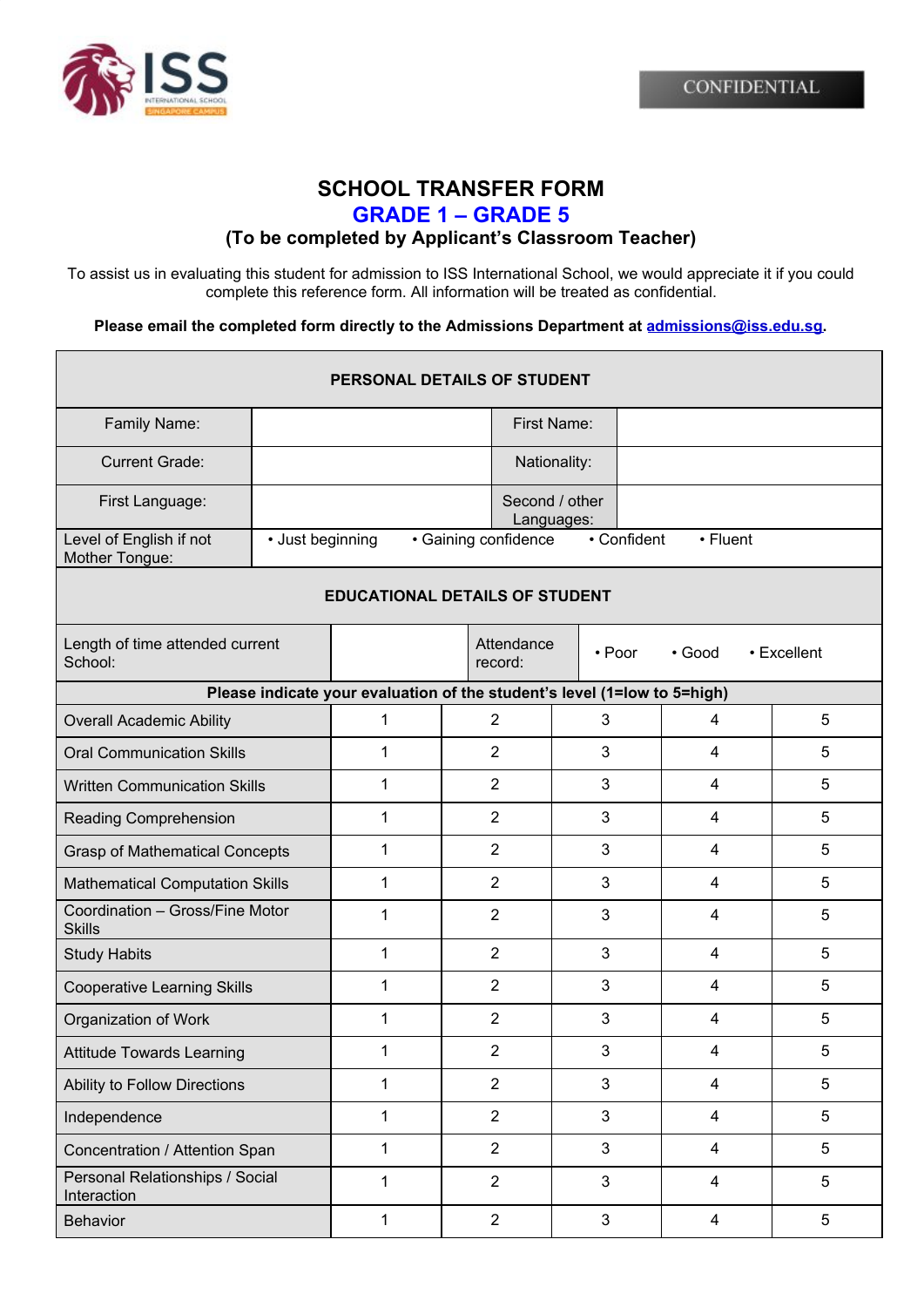CONFIDENTIAL

# SCHOOL TRANSFER FORM

## GRADE 1 – GRADE 5

### (To be completed by Applicant's Classroom Teacher)

To assist us in evaluating this student for admission to ISS International School, we would appreciate it if you could complete this reference form. All information will be treated as confidential.

**Please email the completed form directly to the Admissions Department at admissions@iss.edu.sg.**

| PERSONAL DETAILS OF STUDENT | | | |
|---|---|---|---|
| Family Name: | | First Name: | |
| Current Grade: | | Nationality: | |
| First Language: | | Second / other Languages: | |
| Level of English if not Mother Tongue: | • Just beginning • Gaining confidence • Confident • Fluent | | |

| EDUCATIONAL DETAILS OF STUDENT | | | |
|---|---|---|---|
| Length of time attended current School: | | Attendance record: | • Poor • Good • Excellent |

| Please indicate your evaluation of the student's level (1=low to 5=high) | | | | | |
|---|---|---|---|---|---|
| Overall Academic Ability | 1 | 2 | 3 | 4 | 5 |
| Oral Communication Skills | 1 | 2 | 3 | 4 | 5 |
| Written Communication Skills | 1 | 2 | 3 | 4 | 5 |
| Reading Comprehension | 1 | 2 | 3 | 4 | 5 |
| Grasp of Mathematical Concepts | 1 | 2 | 3 | 4 | 5 |
| Mathematical Computation Skills | 1 | 2 | 3 | 4 | 5 |
| Coordination – Gross/Fine Motor Skills | 1 | 2 | 3 | 4 | 5 |
| Study Habits | 1 | 2 | 3 | 4 | 5 |
| Cooperative Learning Skills | 1 | 2 | 3 | 4 | 5 |
| Organization of Work | 1 | 2 | 3 | 4 | 5 |
| Attitude Towards Learning | 1 | 2 | 3 | 4 | 5 |
| Ability to Follow Directions | 1 | 2 | 3 | 4 | 5 |
| Independence | 1 | 2 | 3 | 4 | 5 |
| Concentration / Attention Span | 1 | 2 | 3 | 4 | 5 |
| Personal Relationships / Social Interaction | 1 | 2 | 3 | 4 | 5 |
| Behavior | 1 | 2 | 3 | 4 | 5 |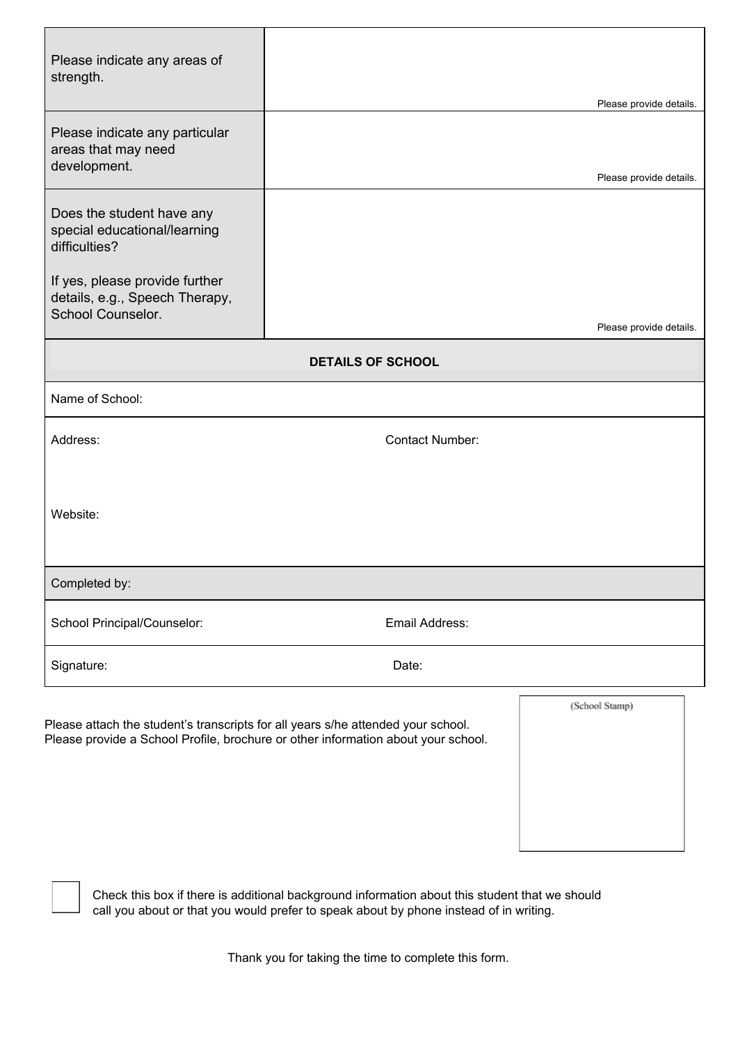| | |
|---|---|
| Please indicate any areas of strength. | Please provide details. |
| Please indicate any particular areas that may need development. | Please provide details. |
| Does the student have any special educational/learning difficulties?<br><br>If yes, please provide further details, e.g., Speech Therapy, School Counselor. | Please provide details. |

**DETAILS OF SCHOOL**

| | |
|---|---|
| Name of School: | |
| Address: | Contact Number: |
| Website: | |
| Completed by: | |
| School Principal/Counselor: | Email Address: |
| Signature: | Date: |

Please attach the student's transcripts for all years s/he attended your school.
Please provide a School Profile, brochure or other information about your school.

(School Stamp)

☐ Check this box if there is additional background information about this student that we should call you about or that you would prefer to speak about by phone instead of in writing.

Thank you for taking the time to complete this form.